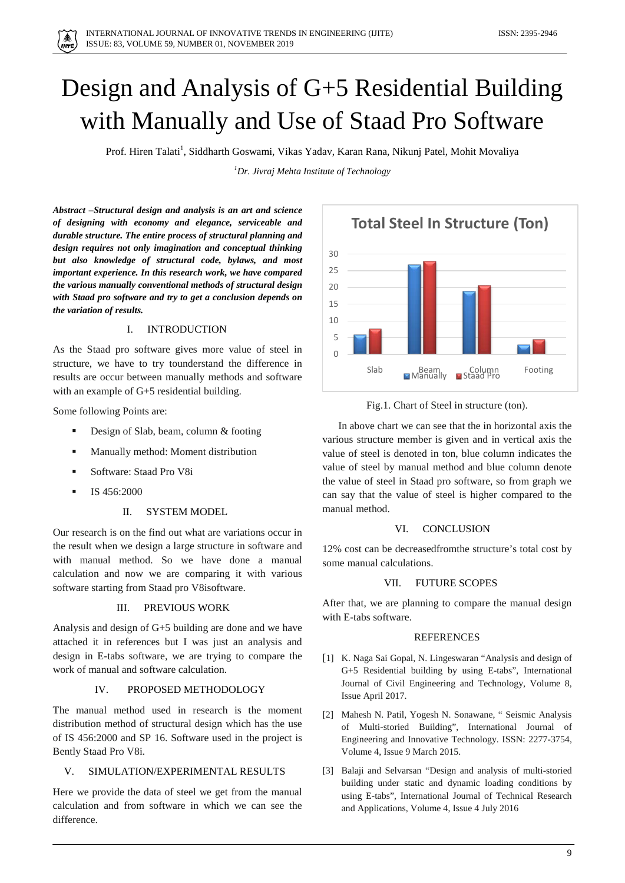# Design and Analysis of G+5 Residential Building with Manually and Use of Staad Pro Software

Prof. Hiren Talati[1], Siddharth Goswami, Vikas Yadav, Karan Rana, Nikunj Patel, Mohit Movaliya

[1]*Dr. Jivraj Mehta Institute of Technology*

***Abstract –Structural design and analysis is an art and science of designing with economy and elegance, serviceable and durable structure. The entire process of structural planning and design requires not only imagination and conceptual thinking but also knowledge of structural code, bylaws, and most important experience. In this research work, we have compared the various manually conventional methods of structural design with Staad pro software and try to get a conclusion depends on the variation of results.***

## I. INTRODUCTION

As the Staad pro software gives more value of steel in structure, we have to try tounderstand the difference in results are occur between manually methods and software with an example of G+5 residential building.

Some following Points are:

- Design of Slab, beam, column & footing
- Manually method: Moment distribution
- Software: Staad Pro V8i
- IS 456:2000

## II. SYSTEM MODEL

Our research is on the find out what are variations occur in the result when we design a large structure in software and with manual method. So we have done a manual calculation and now we are comparing it with various software starting from Staad pro V8isoftware.

## III. PREVIOUS WORK

Analysis and design of G+5 building are done and we have attached it in references but I was just an analysis and design in E-tabs software, we are trying to compare the work of manual and software calculation.

## IV. PROPOSED METHODOLOGY

The manual method used in research is the moment distribution method of structural design which has the use of IS 456:2000 and SP 16. Software used in the project is Bently Staad Pro V8i.

## V. SIMULATION/EXPERIMENTAL RESULTS

Here we provide the data of steel we get from the manual calculation and from software in which we can see the difference.

Total Steel In Structure (Ton)

Fig.1. Chart of Steel in structure (ton).

In above chart we can see that the in horizontal axis the various structure member is given and in vertical axis the value of steel is denoted in ton, blue column indicates the value of steel by manual method and blue column denote the value of steel in Staad pro software, so from graph we can say that the value of steel is higher compared to the manual method.

## VI. CONCLUSION

12% cost can be decreasedfromthe structure's total cost by some manual calculations.

## VII. FUTURE SCOPES

After that, we are planning to compare the manual design with E-tabs software.

## REFERENCES

[1] K. Naga Sai Gopal, N. Lingeswaran "Analysis and design of G+5 Residential building by using E-tabs", International Journal of Civil Engineering and Technology, Volume 8, Issue April 2017.

[2] Mahesh N. Patil, Yogesh N. Sonawane, " Seismic Analysis of Multi-storied Building", International Journal of Engineering and Innovative Technology. ISSN: 2277-3754, Volume 4, Issue 9 March 2015.

[3] Balaji and Selvarsan "Design and analysis of multi-storied building under static and dynamic loading conditions by using E-tabs", International Journal of Technical Research and Applications, Volume 4, Issue 4 July 2016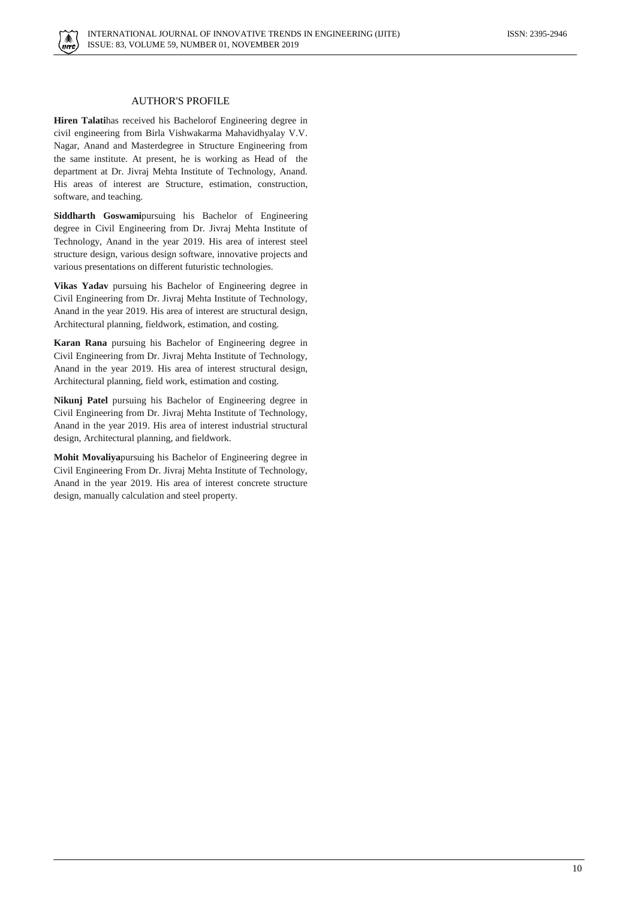## AUTHOR'S PROFILE

**Hiren Talati**has received his Bachelorof Engineering degree in civil engineering from Birla Vishwakarma Mahavidhyalay V.V. Nagar, Anand and Masterdegree in Structure Engineering from the same institute. At present, he is working as Head of the department at Dr. Jivraj Mehta Institute of Technology, Anand. His areas of interest are Structure, estimation, construction, software, and teaching.

**Siddharth Goswami**pursuing his Bachelor of Engineering degree in Civil Engineering from Dr. Jivraj Mehta Institute of Technology, Anand in the year 2019. His area of interest steel structure design, various design software, innovative projects and various presentations on different futuristic technologies.

**Vikas Yadav** pursuing his Bachelor of Engineering degree in Civil Engineering from Dr. Jivraj Mehta Institute of Technology, Anand in the year 2019. His area of interest are structural design, Architectural planning, fieldwork, estimation, and costing.

**Karan Rana** pursuing his Bachelor of Engineering degree in Civil Engineering from Dr. Jivraj Mehta Institute of Technology, Anand in the year 2019. His area of interest structural design, Architectural planning, field work, estimation and costing.

**Nikunj Patel** pursuing his Bachelor of Engineering degree in Civil Engineering from Dr. Jivraj Mehta Institute of Technology, Anand in the year 2019. His area of interest industrial structural design, Architectural planning, and fieldwork.

**Mohit Movaliya**pursuing his Bachelor of Engineering degree in Civil Engineering From Dr. Jivraj Mehta Institute of Technology, Anand in the year 2019. His area of interest concrete structure design, manually calculation and steel property.